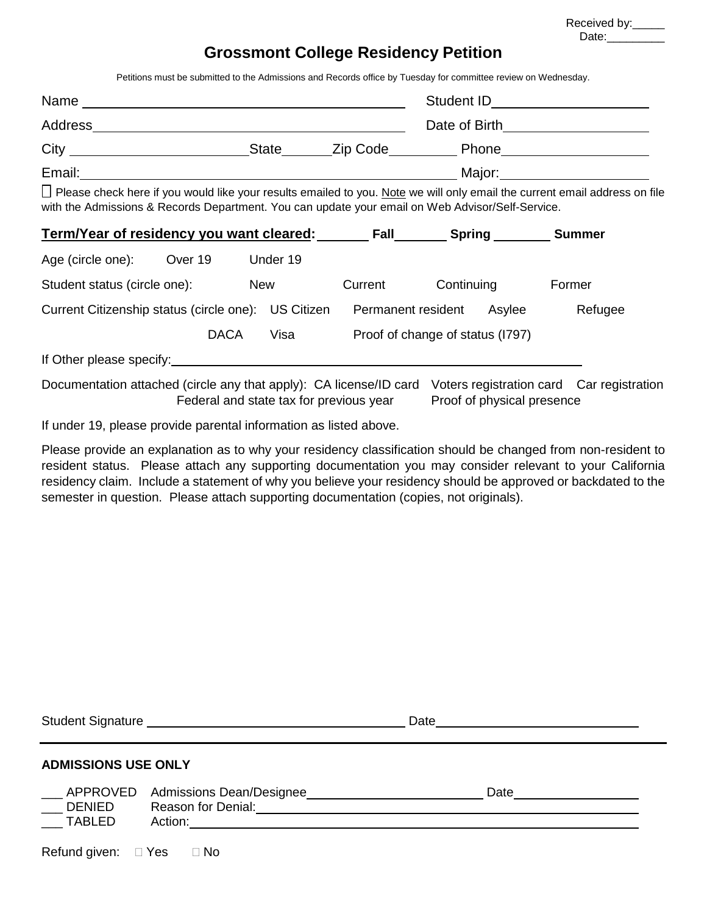Received by:_____
Date:_________

# Grossmont College Residency Petition

Petitions must be submitted to the Admissions and Records office by Tuesday for committee review on Wednesday.

Name ______________________________ Student ID ____________________

Address ______________________________ Date of Birth ____________________

City ____________________ State ______ Zip Code ________ Phone ____________________

Email: ______________________________ Major: ____________________

☐ Please check here if you would like your results emailed to you. Note we will only email the current email address on file with the Admissions & Records Department. You can update your email on Web Advisor/Self-Service.

**Term/Year of residency you want cleared:** _______ **Fall** _______ **Spring** _______ **Summer**

Age (circle one): Over 19 Under 19

Student status (circle one): New Current Continuing Former

Current Citizenship status (circle one): US Citizen Permanent resident Asylee Refugee DACA Visa Proof of change of status (I797)

If Other please specify: ____________________________________________

Documentation attached (circle any that apply): CA license/ID card Voters registration card Car registration Federal and state tax for previous year Proof of physical presence

If under 19, please provide parental information as listed above.

Please provide an explanation as to why your residency classification should be changed from non-resident to resident status. Please attach any supporting documentation you may consider relevant to your California residency claim. Include a statement of why you believe your residency should be approved or backdated to the semester in question. Please attach supporting documentation (copies, not originals).

Student Signature ______________________________ Date ____________________

---

**ADMISSIONS USE ONLY**

___ APPROVED Admissions Dean/Designee ____________________ Date ____________________
___ DENIED Reason for Denial: ____________________________________________
___ TABLED Action: ____________________________________________

Refund given: ☐ Yes ☐ No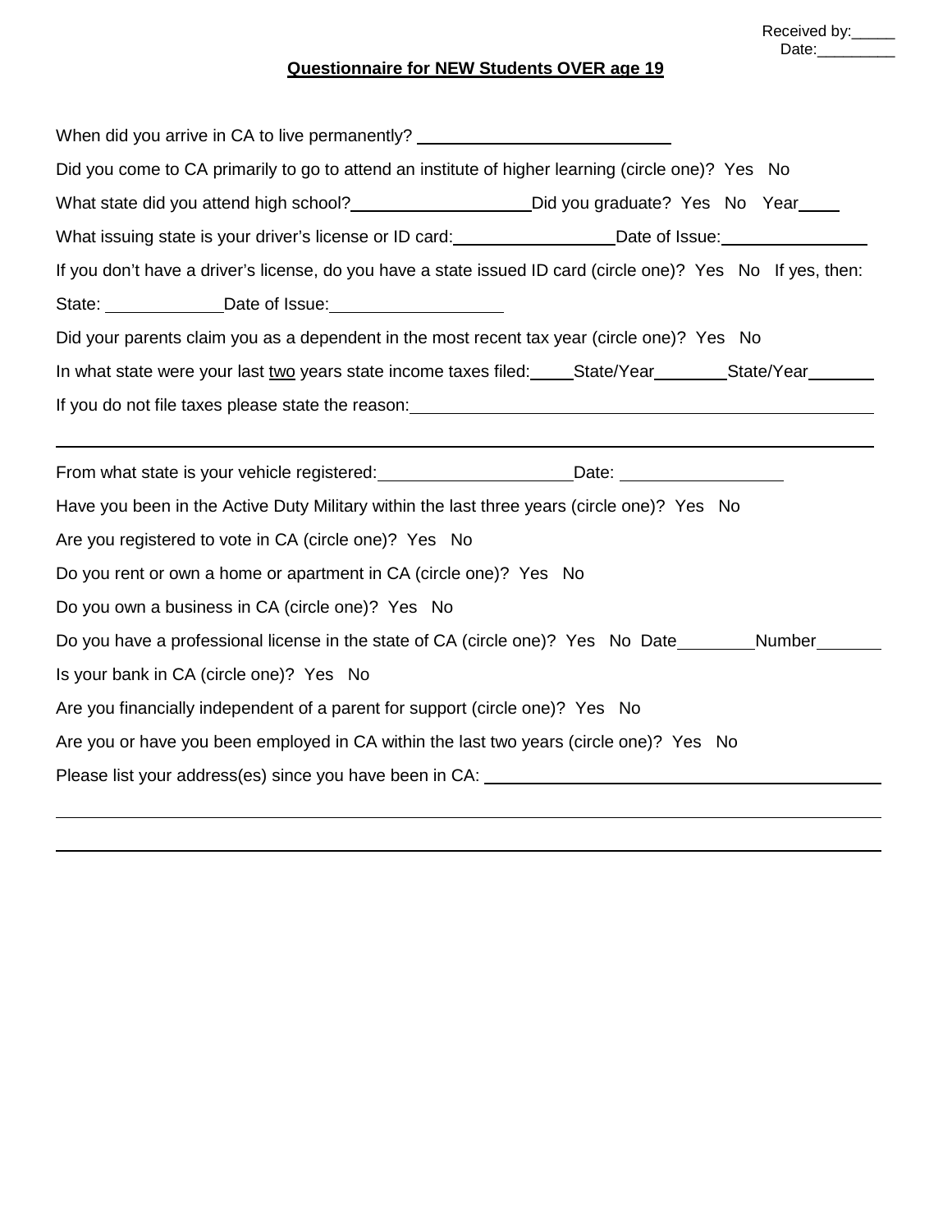Received by:_____
Date:_________

**Questionnaire for NEW Students OVER age 19**

When did you arrive in CA to live permanently? ___________________________

Did you come to CA primarily to go to attend an institute of higher learning (circle one)? Yes No

What state did you attend high school?___________________Did you graduate? Yes No Year____

What issuing state is your driver's license or ID card:_________________Date of Issue:________________

If you don't have a driver's license, do you have a state issued ID card (circle one)? Yes No If yes, then:

State: ____________Date of Issue:_________________

Did your parents claim you as a dependent in the most recent tax year (circle one)? Yes No

In what state were your last two years state income taxes filed:____State/Year________State/Year_______

If you do not file taxes please state the reason:_______________________________________________

______________________________________________________________________________

From what state is your vehicle registered:____________________Date: _________________

Have you been in the Active Duty Military within the last three years (circle one)? Yes No

Are you registered to vote in CA (circle one)? Yes No

Do you rent or own a home or apartment in CA (circle one)? Yes No

Do you own a business in CA (circle one)? Yes No

Do you have a professional license in the state of CA (circle one)? Yes No Date________Number_______

Is your bank in CA (circle one)? Yes No

Are you financially independent of a parent for support (circle one)? Yes No

Are you or have you been employed in CA within the last two years (circle one)? Yes No

Please list your address(es) since you have been in CA: ___________________________________________

______________________________________________________________________________

______________________________________________________________________________